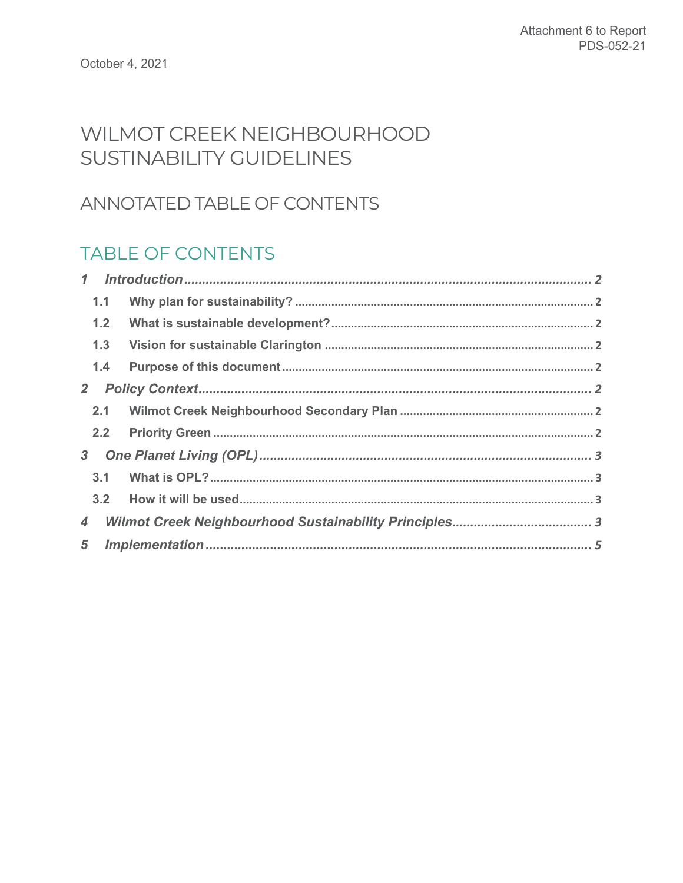Attachment 6 to Report PDS-052-21

October 4, 2021

# WILMOT CREEK NEIGHBOURHOOD SUSTAINABILITY GUIDELINES

## ANNOTATED TABLE OF CONTENTS

## TABLE OF CONTENTS

*1 Introduction* ........ 2

1.1 Why plan for sustainability? ........ 2

1.2 What is sustainable development? ........ 2

1.3 Vision for sustainable Clarington ........ 2

1.4 Purpose of this document ........ 2

*2 Policy Context* ........ 2

2.1 Wilmot Creek Neighbourhood Secondary Plan ........ 2

2.2 Priority Green ........ 2

*3 One Planet Living (OPL)* ........ 3

3.1 What is OPL? ........ 3

3.2 How it will be used ........ 3

*4 Wilmot Creek Neighbourhood Sustainability Principles* ........ 3

*5 Implementation* ........ 5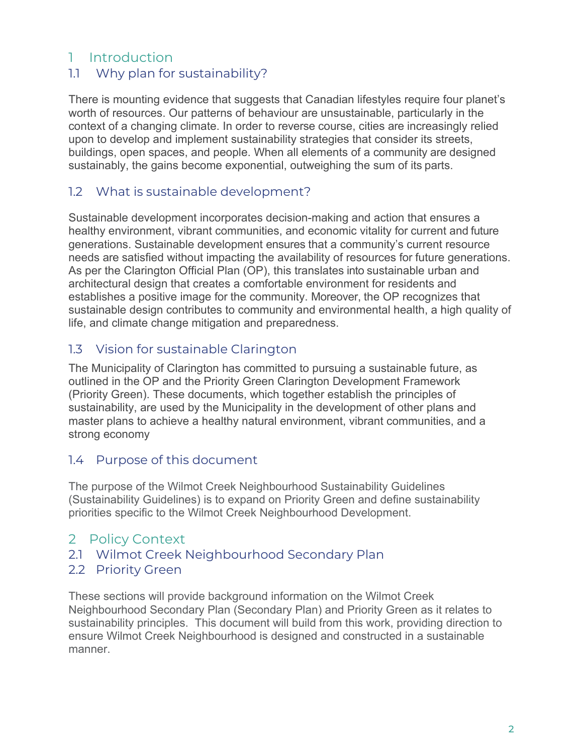# 1 Introduction

## 1.1 Why plan for sustainability?

There is mounting evidence that suggests that Canadian lifestyles require four planet's worth of resources. Our patterns of behaviour are unsustainable, particularly in the context of a changing climate. In order to reverse course, cities are increasingly relied upon to develop and implement sustainability strategies that consider its streets, buildings, open spaces, and people. When all elements of a community are designed sustainably, the gains become exponential, outweighing the sum of its parts.

## 1.2 What is sustainable development?

Sustainable development incorporates decision-making and action that ensures a healthy environment, vibrant communities, and economic vitality for current and future generations. Sustainable development ensures that a community's current resource needs are satisfied without impacting the availability of resources for future generations. As per the Clarington Official Plan (OP), this translates into sustainable urban and architectural design that creates a comfortable environment for residents and establishes a positive image for the community. Moreover, the OP recognizes that sustainable design contributes to community and environmental health, a high quality of life, and climate change mitigation and preparedness.

## 1.3 Vision for sustainable Clarington

The Municipality of Clarington has committed to pursuing a sustainable future, as outlined in the OP and the Priority Green Clarington Development Framework (Priority Green). These documents, which together establish the principles of sustainability, are used by the Municipality in the development of other plans and master plans to achieve a healthy natural environment, vibrant communities, and a strong economy

## 1.4 Purpose of this document

The purpose of the Wilmot Creek Neighbourhood Sustainability Guidelines (Sustainability Guidelines) is to expand on Priority Green and define sustainability priorities specific to the Wilmot Creek Neighbourhood Development.

# 2 Policy Context

## 2.1 Wilmot Creek Neighbourhood Secondary Plan

## 2.2 Priority Green

These sections will provide background information on the Wilmot Creek Neighbourhood Secondary Plan (Secondary Plan) and Priority Green as it relates to sustainability principles. This document will build from this work, providing direction to ensure Wilmot Creek Neighbourhood is designed and constructed in a sustainable manner.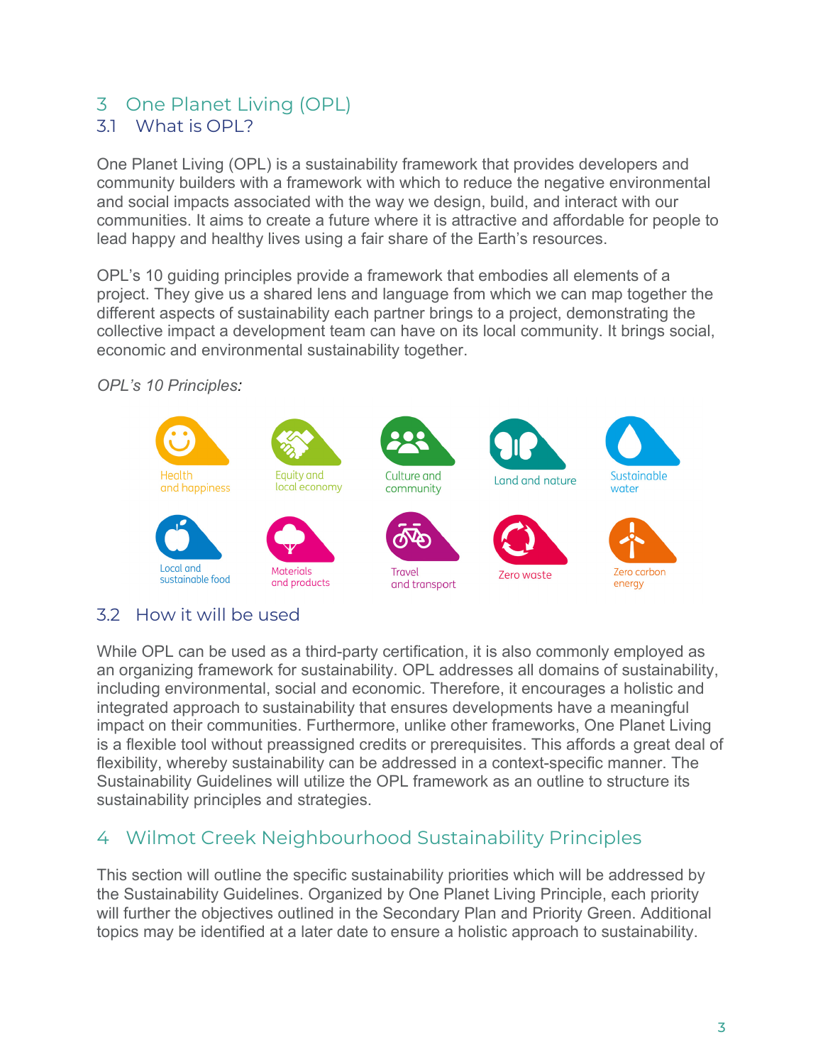# 3 One Planet Living (OPL)

## 3.1 What is OPL?

One Planet Living (OPL) is a sustainability framework that provides developers and community builders with a framework with which to reduce the negative environmental and social impacts associated with the way we design, build, and interact with our communities. It aims to create a future where it is attractive and affordable for people to lead happy and healthy lives using a fair share of the Earth's resources.

OPL's 10 guiding principles provide a framework that embodies all elements of a project. They give us a shared lens and language from which we can map together the different aspects of sustainability each partner brings to a project, demonstrating the collective impact a development team can have on its local community. It brings social, economic and environmental sustainability together.

*OPL's 10 Principles:*

- Health and happiness
- Equity and local economy
- Culture and community
- Land and nature
- Sustainable water
- Local and sustainable food
- Materials and products
- Travel and transport
- Zero waste
- Zero carbon energy

## 3.2 How it will be used

While OPL can be used as a third-party certification, it is also commonly employed as an organizing framework for sustainability. OPL addresses all domains of sustainability, including environmental, social and economic. Therefore, it encourages a holistic and integrated approach to sustainability that ensures developments have a meaningful impact on their communities. Furthermore, unlike other frameworks, One Planet Living is a flexible tool without preassigned credits or prerequisites. This affords a great deal of flexibility, whereby sustainability can be addressed in a context-specific manner. The Sustainability Guidelines will utilize the OPL framework as an outline to structure its sustainability principles and strategies.

# 4 Wilmot Creek Neighbourhood Sustainability Principles

This section will outline the specific sustainability priorities which will be addressed by the Sustainability Guidelines. Organized by One Planet Living Principle, each priority will further the objectives outlined in the Secondary Plan and Priority Green. Additional topics may be identified at a later date to ensure a holistic approach to sustainability.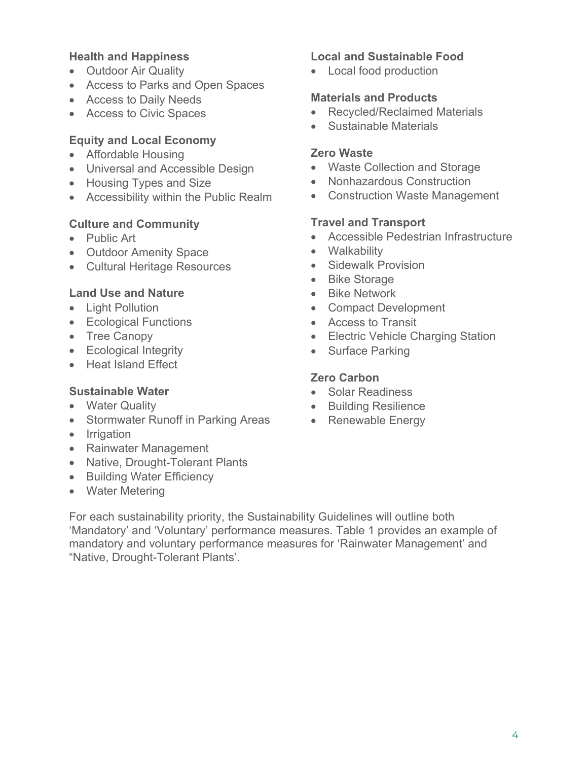**Health and Happiness**

- Outdoor Air Quality
- Access to Parks and Open Spaces
- Access to Daily Needs
- Access to Civic Spaces

**Equity and Local Economy**

- Affordable Housing
- Universal and Accessible Design
- Housing Types and Size
- Accessibility within the Public Realm

**Culture and Community**

- Public Art
- Outdoor Amenity Space
- Cultural Heritage Resources

**Land Use and Nature**

- Light Pollution
- Ecological Functions
- Tree Canopy
- Ecological Integrity
- Heat Island Effect

**Sustainable Water**

- Water Quality
- Stormwater Runoff in Parking Areas
- Irrigation
- Rainwater Management
- Native, Drought-Tolerant Plants
- Building Water Efficiency
- Water Metering

**Local and Sustainable Food**

- Local food production

**Materials and Products**

- Recycled/Reclaimed Materials
- Sustainable Materials

**Zero Waste**

- Waste Collection and Storage
- Nonhazardous Construction
- Construction Waste Management

**Travel and Transport**

- Accessible Pedestrian Infrastructure
- Walkability
- Sidewalk Provision
- Bike Storage
- Bike Network
- Compact Development
- Access to Transit
- Electric Vehicle Charging Station
- Surface Parking

**Zero Carbon**

- Solar Readiness
- Building Resilience
- Renewable Energy

For each sustainability priority, the Sustainability Guidelines will outline both 'Mandatory' and 'Voluntary' performance measures. Table 1 provides an example of mandatory and voluntary performance measures for 'Rainwater Management' and "Native, Drought-Tolerant Plants'.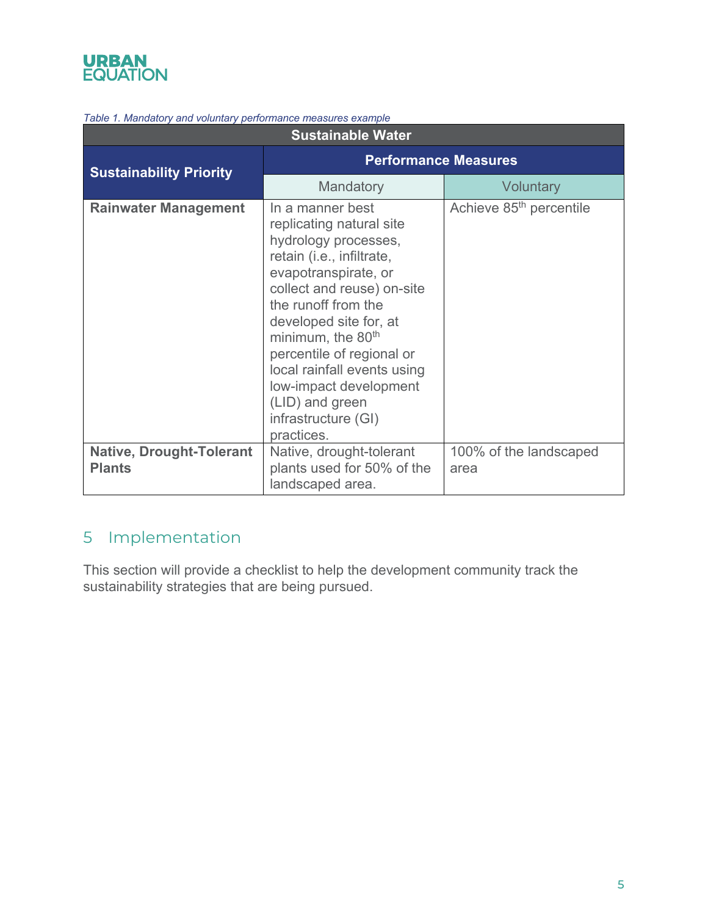*Table 1. Mandatory and voluntary performance measures example*

| Sustainable Water | | |
|---|---|---|
| **Sustainability Priority** | **Performance Measures** | |
| | Mandatory | Voluntary |
| **Rainwater Management** | In a manner best replicating natural site hydrology processes, retain (i.e., infiltrate, evapotranspirate, or collect and reuse) on-site the runoff from the developed site for, at minimum, the 80th percentile of regional or local rainfall events using low-impact development (LID) and green infrastructure (GI) practices. | Achieve 85th percentile |
| **Native, Drought-Tolerant Plants** | Native, drought-tolerant plants used for 50% of the landscaped area. | 100% of the landscaped area |

## 5 Implementation

This section will provide a checklist to help the development community track the sustainability strategies that are being pursued.